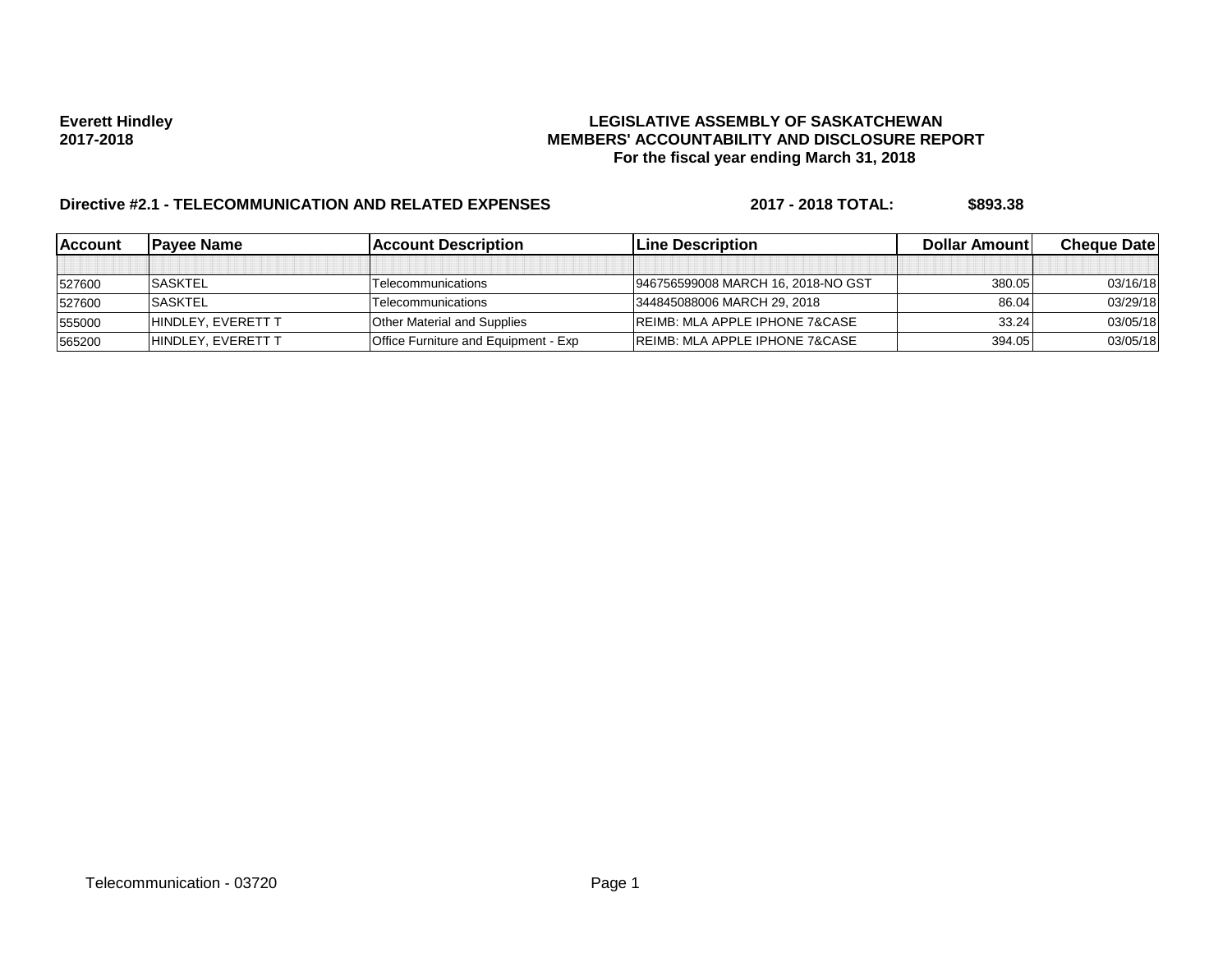**Everett Hindley**
**2017-2018**

**LEGISLATIVE ASSEMBLY OF SASKATCHEWAN**
**MEMBERS' ACCOUNTABILITY AND DISCLOSURE REPORT**
**For the fiscal year ending March 31, 2018**

**Directive #2.1 - TELECOMMUNICATION AND RELATED EXPENSES** **2017 - 2018 TOTAL: $893.38**

| Account | Payee Name | Account Description | Line Description | Dollar Amount | Cheque Date |
|---|---|---|---|---|---|
| | | | | | |
| 527600 | SASKTEL | Telecommunications | 946756599008 MARCH 16, 2018-NO GST | 380.05 | 03/16/18 |
| 527600 | SASKTEL | Telecommunications | 344845088006 MARCH 29, 2018 | 86.04 | 03/29/18 |
| 555000 | HINDLEY, EVERETT T | Other Material and Supplies | REIMB: MLA APPLE IPHONE 7&CASE | 33.24 | 03/05/18 |
| 565200 | HINDLEY, EVERETT T | Office Furniture and Equipment - Exp | REIMB: MLA APPLE IPHONE 7&CASE | 394.05 | 03/05/18 |

Telecommunication - 03720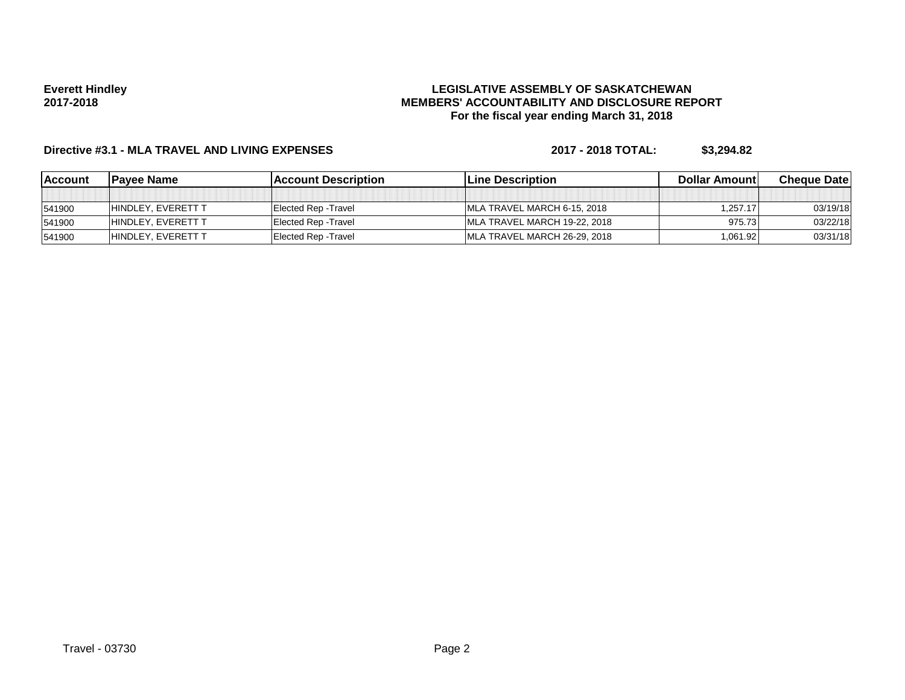**Everett Hindley**
**2017-2018**

**LEGISLATIVE ASSEMBLY OF SASKATCHEWAN**
**MEMBERS' ACCOUNTABILITY AND DISCLOSURE REPORT**
**For the fiscal year ending March 31, 2018**

**Directive #3.1 - MLA TRAVEL AND LIVING EXPENSES** **2017 - 2018 TOTAL: $3,294.82**

| Account | Payee Name | Account Description | Line Description | Dollar Amount | Cheque Date |
|---|---|---|---|---|---|
| | | | | | |
| 541900 | HINDLEY, EVERETT T | Elected Rep -Travel | MLA TRAVEL MARCH 6-15, 2018 | 1,257.17 | 03/19/18 |
| 541900 | HINDLEY, EVERETT T | Elected Rep -Travel | MLA TRAVEL MARCH 19-22, 2018 | 975.73 | 03/22/18 |
| 541900 | HINDLEY, EVERETT T | Elected Rep -Travel | MLA TRAVEL MARCH 26-29, 2018 | 1,061.92 | 03/31/18 |

Travel - 03730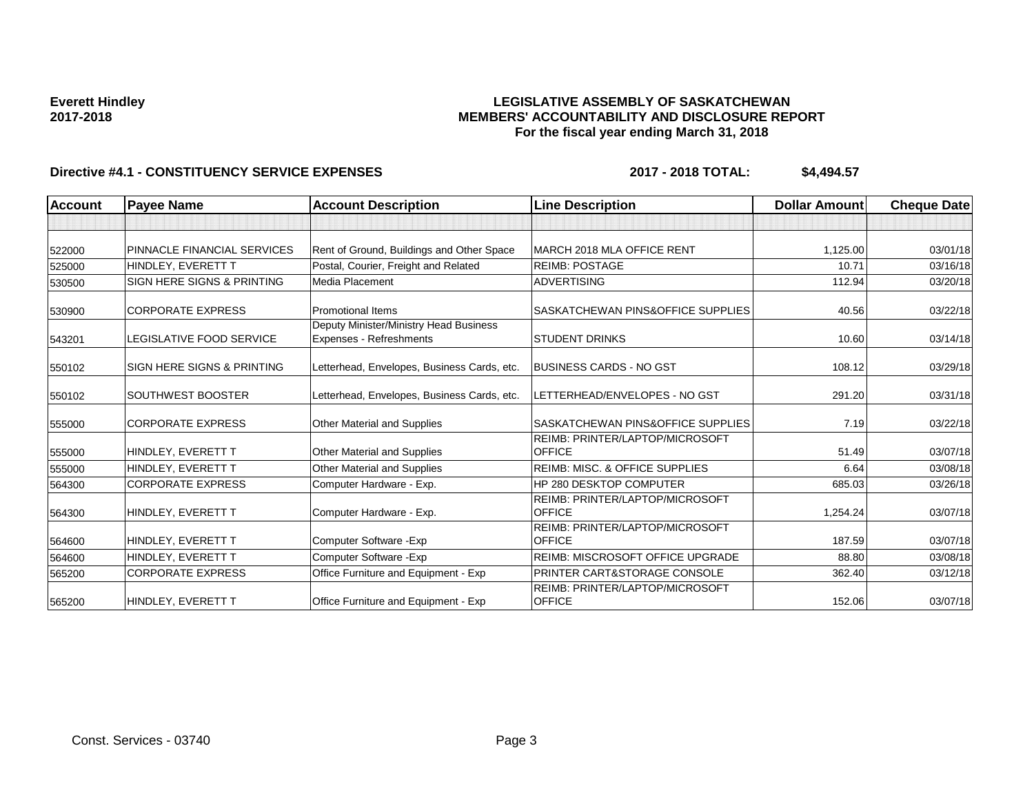**Everett Hindley**
**2017-2018**

**LEGISLATIVE ASSEMBLY OF SASKATCHEWAN**
**MEMBERS' ACCOUNTABILITY AND DISCLOSURE REPORT**
**For the fiscal year ending March 31, 2018**

**Directive #4.1 - CONSTITUENCY SERVICE EXPENSES** **2017 - 2018 TOTAL: $4,494.57**

| Account | Payee Name | Account Description | Line Description | Dollar Amount | Cheque Date |
|---|---|---|---|---|---|
| | | | | | |
| 522000 | PINNACLE FINANCIAL SERVICES | Rent of Ground, Buildings and Other Space | MARCH 2018 MLA OFFICE RENT | 1,125.00 | 03/01/18 |
| 525000 | HINDLEY, EVERETT T | Postal, Courier, Freight and Related | REIMB: POSTAGE | 10.71 | 03/16/18 |
| 530500 | SIGN HERE SIGNS & PRINTING | Media Placement | ADVERTISING | 112.94 | 03/20/18 |
| 530900 | CORPORATE EXPRESS | Promotional Items | SASKATCHEWAN PINS&OFFICE SUPPLIES | 40.56 | 03/22/18 |
| 543201 | LEGISLATIVE FOOD SERVICE | Deputy Minister/Ministry Head Business Expenses - Refreshments | STUDENT DRINKS | 10.60 | 03/14/18 |
| 550102 | SIGN HERE SIGNS & PRINTING | Letterhead, Envelopes, Business Cards, etc. | BUSINESS CARDS - NO GST | 108.12 | 03/29/18 |
| 550102 | SOUTHWEST BOOSTER | Letterhead, Envelopes, Business Cards, etc. | LETTERHEAD/ENVELOPES - NO GST | 291.20 | 03/31/18 |
| 555000 | CORPORATE EXPRESS | Other Material and Supplies | SASKATCHEWAN PINS&OFFICE SUPPLIES | 7.19 | 03/22/18 |
| 555000 | HINDLEY, EVERETT T | Other Material and Supplies | REIMB: PRINTER/LAPTOP/MICROSOFT OFFICE | 51.49 | 03/07/18 |
| 555000 | HINDLEY, EVERETT T | Other Material and Supplies | REIMB: MISC. & OFFICE SUPPLIES | 6.64 | 03/08/18 |
| 564300 | CORPORATE EXPRESS | Computer Hardware - Exp. | HP 280 DESKTOP COMPUTER | 685.03 | 03/26/18 |
| 564300 | HINDLEY, EVERETT T | Computer Hardware - Exp. | REIMB: PRINTER/LAPTOP/MICROSOFT OFFICE | 1,254.24 | 03/07/18 |
| 564600 | HINDLEY, EVERETT T | Computer Software -Exp | REIMB: PRINTER/LAPTOP/MICROSOFT OFFICE | 187.59 | 03/07/18 |
| 564600 | HINDLEY, EVERETT T | Computer Software -Exp | REIMB: MISCROSOFT OFFICE UPGRADE | 88.80 | 03/08/18 |
| 565200 | CORPORATE EXPRESS | Office Furniture and Equipment - Exp | PRINTER CART&STORAGE CONSOLE | 362.40 | 03/12/18 |
| 565200 | HINDLEY, EVERETT T | Office Furniture and Equipment - Exp | REIMB: PRINTER/LAPTOP/MICROSOFT OFFICE | 152.06 | 03/07/18 |

Const. Services - 03740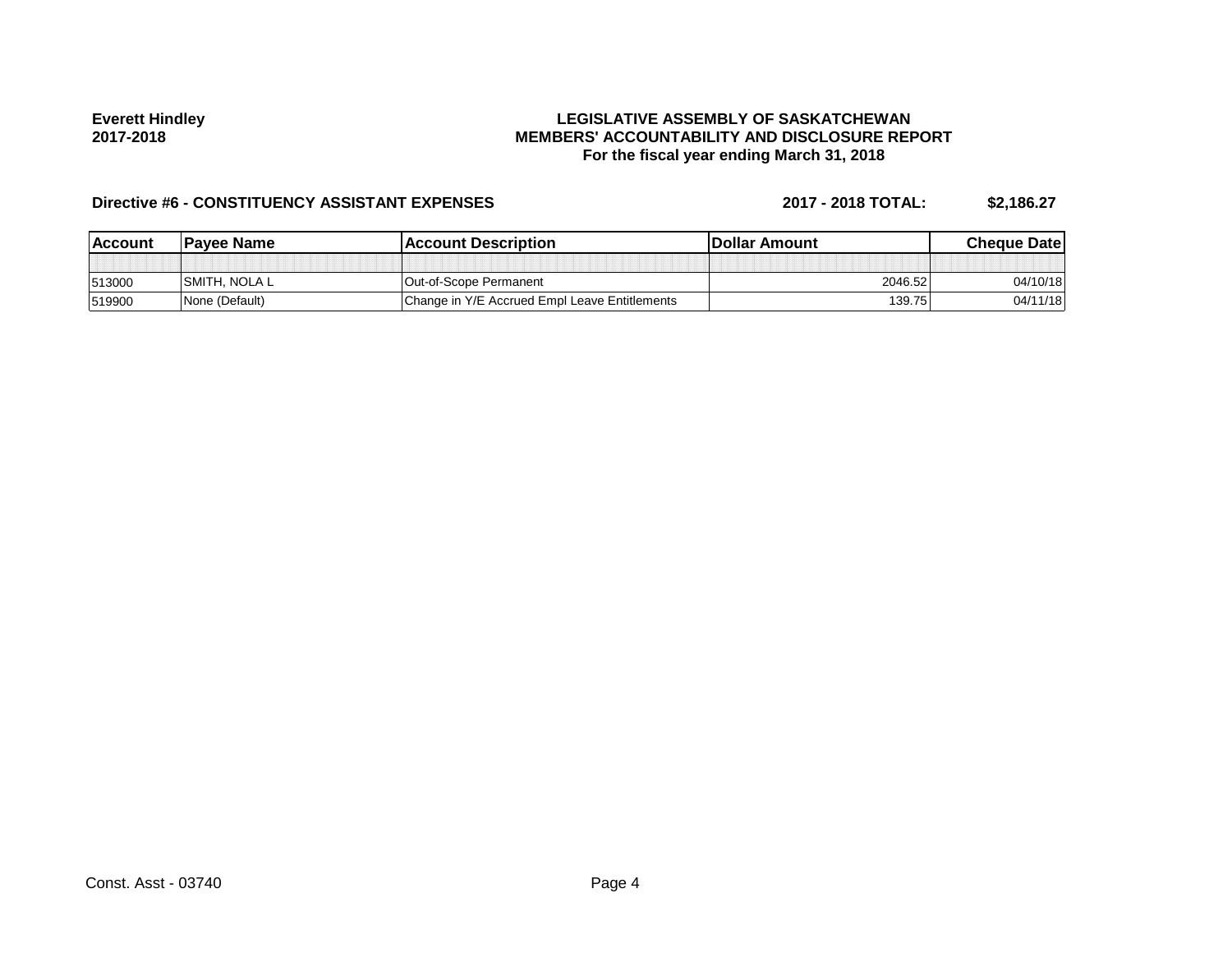**Everett Hindley**
**2017-2018**

**LEGISLATIVE ASSEMBLY OF SASKATCHEWAN**
**MEMBERS' ACCOUNTABILITY AND DISCLOSURE REPORT**
**For the fiscal year ending March 31, 2018**

**Directive #6 - CONSTITUENCY ASSISTANT EXPENSES** **2017 - 2018 TOTAL: $2,186.27**

| Account | Payee Name | Account Description | Dollar Amount | Cheque Date |
|---|---|---|---|---|
| | | | | |
| 513000 | SMITH, NOLA L | Out-of-Scope Permanent | 2046.52 | 04/10/18 |
| 519900 | None (Default) | Change in Y/E Accrued Empl Leave Entitlements | 139.75 | 04/11/18 |

Const. Asst - 03740